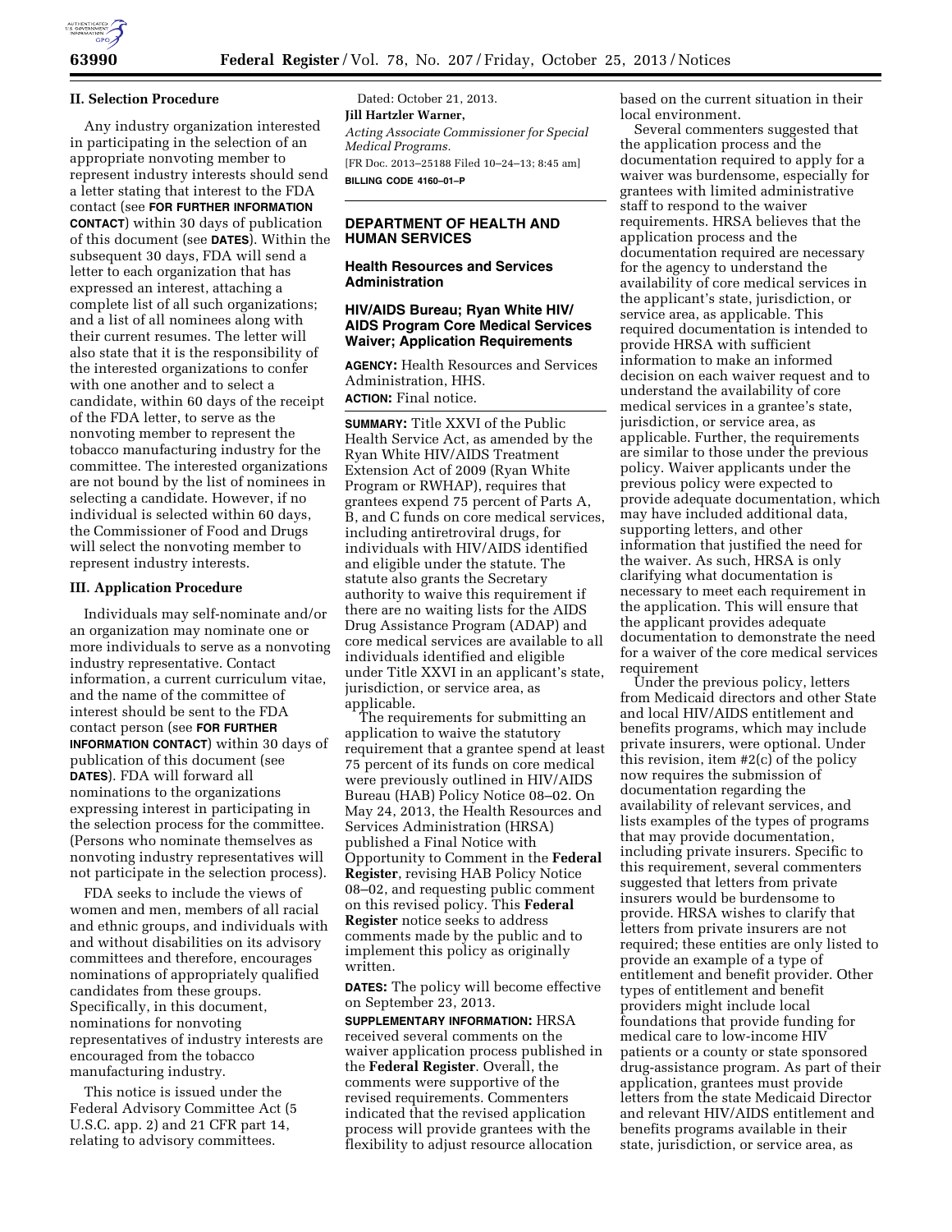## II. Selection Procedure

Any industry organization interested in participating in the selection of an appropriate nonvoting member to represent industry interests should send a letter stating that interest to the FDA contact (see **FOR FURTHER INFORMATION CONTACT**) within 30 days of publication of this document (see **DATES**). Within the subsequent 30 days, FDA will send a letter to each organization that has expressed an interest, attaching a complete list of all such organizations; and a list of all nominees along with their current resumes. The letter will also state that it is the responsibility of the interested organizations to confer with one another and to select a candidate, within 60 days of the receipt of the FDA letter, to serve as the nonvoting member to represent the tobacco manufacturing industry for the committee. The interested organizations are not bound by the list of nominees in selecting a candidate. However, if no individual is selected within 60 days, the Commissioner of Food and Drugs will select the nonvoting member to represent industry interests.

## III. Application Procedure

Individuals may self-nominate and/or an organization may nominate one or more individuals to serve as a nonvoting industry representative. Contact information, a current curriculum vitae, and the name of the committee of interest should be sent to the FDA contact person (see **FOR FURTHER INFORMATION CONTACT**) within 30 days of publication of this document (see **DATES**). FDA will forward all nominations to the organizations expressing interest in participating in the selection process for the committee. (Persons who nominate themselves as nonvoting industry representatives will not participate in the selection process).

FDA seeks to include the views of women and men, members of all racial and ethnic groups, and individuals with and without disabilities on its advisory committees and therefore, encourages nominations of appropriately qualified candidates from these groups. Specifically, in this document, nominations for nonvoting representatives of industry interests are encouraged from the tobacco manufacturing industry.

This notice is issued under the Federal Advisory Committee Act (5 U.S.C. app. 2) and 21 CFR part 14, relating to advisory committees.

Dated: October 21, 2013.

**Jill Hartzler Warner,**

*Acting Associate Commissioner for Special Medical Programs.*

[FR Doc. 2013–25188 Filed 10–24–13; 8:45 am]

**BILLING CODE 4160–01–P**

# DEPARTMENT OF HEALTH AND HUMAN SERVICES

## Health Resources and Services Administration

## HIV/AIDS Bureau; Ryan White HIV/AIDS Program Core Medical Services Waiver; Application Requirements

**AGENCY:** Health Resources and Services Administration, HHS.

**ACTION:** Final notice.

**SUMMARY:** Title XXVI of the Public Health Service Act, as amended by the Ryan White HIV/AIDS Treatment Extension Act of 2009 (Ryan White Program or RWHAP), requires that grantees expend 75 percent of Parts A, B, and C funds on core medical services, including antiretroviral drugs, for individuals with HIV/AIDS identified and eligible under the statute. The statute also grants the Secretary authority to waive this requirement if there are no waiting lists for the AIDS Drug Assistance Program (ADAP) and core medical services are available to all individuals identified and eligible under Title XXVI in an applicant's state, jurisdiction, or service area, as applicable.

The requirements for submitting an application to waive the statutory requirement that a grantee spend at least 75 percent of its funds on core medical were previously outlined in HIV/AIDS Bureau (HAB) Policy Notice 08–02. On May 24, 2013, the Health Resources and Services Administration (HRSA) published a Final Notice with Opportunity to Comment in the **Federal Register**, revising HAB Policy Notice 08–02, and requesting public comment on this revised policy. This **Federal Register** notice seeks to address comments made by the public and to implement this policy as originally written.

**DATES:** The policy will become effective on September 23, 2013.

**SUPPLEMENTARY INFORMATION:** HRSA received several comments on the waiver application process published in the **Federal Register**. Overall, the comments were supportive of the revised requirements. Commenters indicated that the revised application process will provide grantees with the flexibility to adjust resource allocation based on the current situation in their local environment.

Several commenters suggested that the application process and the documentation required to apply for a waiver was burdensome, especially for grantees with limited administrative staff to respond to the waiver requirements. HRSA believes that the application process and the documentation required are necessary for the agency to understand the availability of core medical services in the applicant's state, jurisdiction, or service area, as applicable. This required documentation is intended to provide HRSA with sufficient information to make an informed decision on each waiver request and to understand the availability of core medical services in a grantee's state, jurisdiction, or service area, as applicable. Further, the requirements are similar to those under the previous policy. Waiver applicants under the previous policy were expected to provide adequate documentation, which may have included additional data, supporting letters, and other information that justified the need for the waiver. As such, HRSA is only clarifying what documentation is necessary to meet each requirement in the application. This will ensure that the applicant provides adequate documentation to demonstrate the need for a waiver of the core medical services requirement

Under the previous policy, letters from Medicaid directors and other State and local HIV/AIDS entitlement and benefits programs, which may include private insurers, were optional. Under this revision, item #2(c) of the policy now requires the submission of documentation regarding the availability of relevant services, and lists examples of the types of programs that may provide documentation, including private insurers. Specific to this requirement, several commenters suggested that letters from private insurers would be burdensome to provide. HRSA wishes to clarify that letters from private insurers are not required; these entities are only listed to provide an example of a type of entitlement and benefit provider. Other types of entitlement and benefit providers might include local foundations that provide funding for medical care to low-income HIV patients or a county or state sponsored drug-assistance program. As part of their application, grantees must provide letters from the state Medicaid Director and relevant HIV/AIDS entitlement and benefits programs available in their state, jurisdiction, or service area, as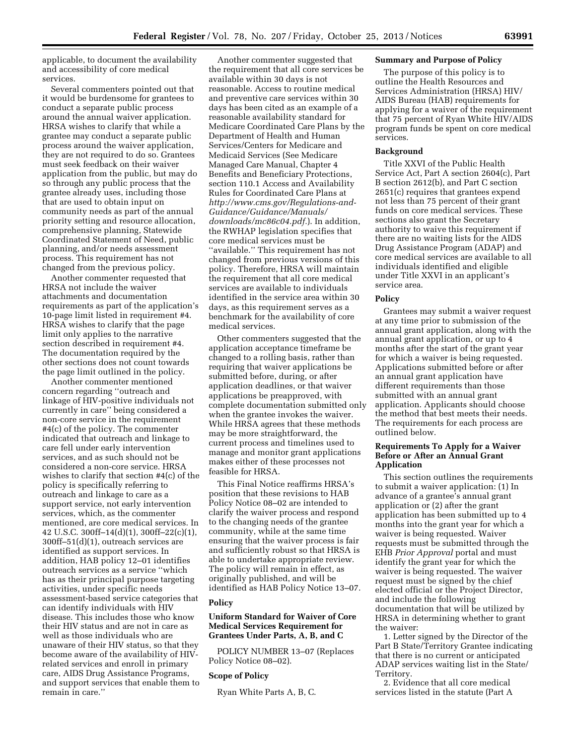applicable, to document the availability and accessibility of core medical services.

Several commenters pointed out that it would be burdensome for grantees to conduct a separate public process around the annual waiver application. HRSA wishes to clarify that while a grantee may conduct a separate public process around the waiver application, they are not required to do so. Grantees must seek feedback on their waiver application from the public, but may do so through any public process that the grantee already uses, including those that are used to obtain input on community needs as part of the annual priority setting and resource allocation, comprehensive planning, Statewide Coordinated Statement of Need, public planning, and/or needs assessment process. This requirement has not changed from the previous policy.

Another commenter requested that HRSA not include the waiver attachments and documentation requirements as part of the application's 10-page limit listed in requirement #4. HRSA wishes to clarify that the page limit only applies to the narrative section described in requirement #4. The documentation required by the other sections does not count towards the page limit outlined in the policy.

Another commenter mentioned concern regarding ''outreach and linkage of HIV-positive individuals not currently in care'' being considered a non-core service in the requirement #4(c) of the policy. The commenter indicated that outreach and linkage to care fell under early intervention services, and as such should not be considered a non-core service. HRSA wishes to clarify that section #4(c) of the policy is specifically referring to outreach and linkage to care as a support service, not early intervention services, which, as the commenter mentioned, are core medical services. In 42 U.S.C. 300ff–14(d)(1), 300ff–22(c)(1), 300ff–51(d)(1), outreach services are identified as support services. In addition, HAB policy 12–01 identifies outreach services as a service ''which has as their principal purpose targeting activities, under specific needs assessment-based service categories that can identify individuals with HIV disease. This includes those who know their HIV status and are not in care as well as those individuals who are unaware of their HIV status, so that they become aware of the availability of HIV-related services and enroll in primary care, AIDS Drug Assistance Programs, and support services that enable them to remain in care.''

Another commenter suggested that the requirement that all core services be available within 30 days is not reasonable. Access to routine medical and preventive care services within 30 days has been cited as an example of a reasonable availability standard for Medicare Coordinated Care Plans by the Department of Health and Human Services/Centers for Medicare and Medicaid Services (See Medicare Managed Care Manual, Chapter 4 Benefits and Beneficiary Protections, section 110.1 Access and Availability Rules for Coordinated Care Plans at *http://www.cms.gov/Regulations-and-Guidance/Guidance/Manuals/downloads/mc86c04.pdf.*). In addition, the RWHAP legislation specifies that core medical services must be ''available.'' This requirement has not changed from previous versions of this policy. Therefore, HRSA will maintain the requirement that all core medical services are available to individuals identified in the service area within 30 days, as this requirement serves as a benchmark for the availability of core medical services.

Other commenters suggested that the application acceptance timeframe be changed to a rolling basis, rather than requiring that waiver applications be submitted before, during, or after application deadlines, or that waiver applications be preapproved, with complete documentation submitted only when the grantee invokes the waiver. While HRSA agrees that these methods may be more straightforward, the current process and timelines used to manage and monitor grant applications makes either of these processes not feasible for HRSA.

This Final Notice reaffirms HRSA's position that these revisions to HAB Policy Notice 08–02 are intended to clarify the waiver process and respond to the changing needs of the grantee community, while at the same time ensuring that the waiver process is fair and sufficiently robust so that HRSA is able to undertake appropriate review. The policy will remain in effect, as originally published, and will be identified as HAB Policy Notice 13–07.

## Policy

### Uniform Standard for Waiver of Core Medical Services Requirement for Grantees Under Parts, A, B, and C

POLICY NUMBER 13–07 (Replaces Policy Notice 08–02).

### Scope of Policy

Ryan White Parts A, B, C.

### Summary and Purpose of Policy

The purpose of this policy is to outline the Health Resources and Services Administration (HRSA) HIV/AIDS Bureau (HAB) requirements for applying for a waiver of the requirement that 75 percent of Ryan White HIV/AIDS program funds be spent on core medical services.

### Background

Title XXVI of the Public Health Service Act, Part A section 2604(c), Part B section 2612(b), and Part C section 2651(c) requires that grantees expend not less than 75 percent of their grant funds on core medical services. These sections also grant the Secretary authority to waive this requirement if there are no waiting lists for the AIDS Drug Assistance Program (ADAP) and core medical services are available to all individuals identified and eligible under Title XXVI in an applicant's service area.

### Policy

Grantees may submit a waiver request at any time prior to submission of the annual grant application, along with the annual grant application, or up to 4 months after the start of the grant year for which a waiver is being requested. Applications submitted before or after an annual grant application have different requirements than those submitted with an annual grant application. Applicants should choose the method that best meets their needs. The requirements for each process are outlined below.

### Requirements To Apply for a Waiver Before or After an Annual Grant Application

This section outlines the requirements to submit a waiver application: (1) In advance of a grantee's annual grant application or (2) after the grant application has been submitted up to 4 months into the grant year for which a waiver is being requested. Waiver requests must be submitted through the EHB *Prior Approval* portal and must identify the grant year for which the waiver is being requested. The waiver request must be signed by the chief elected official or the Project Director, and include the following documentation that will be utilized by HRSA in determining whether to grant the waiver:

1. Letter signed by the Director of the Part B State/Territory Grantee indicating that there is no current or anticipated ADAP services waiting list in the State/Territory.

2. Evidence that all core medical services listed in the statute (Part A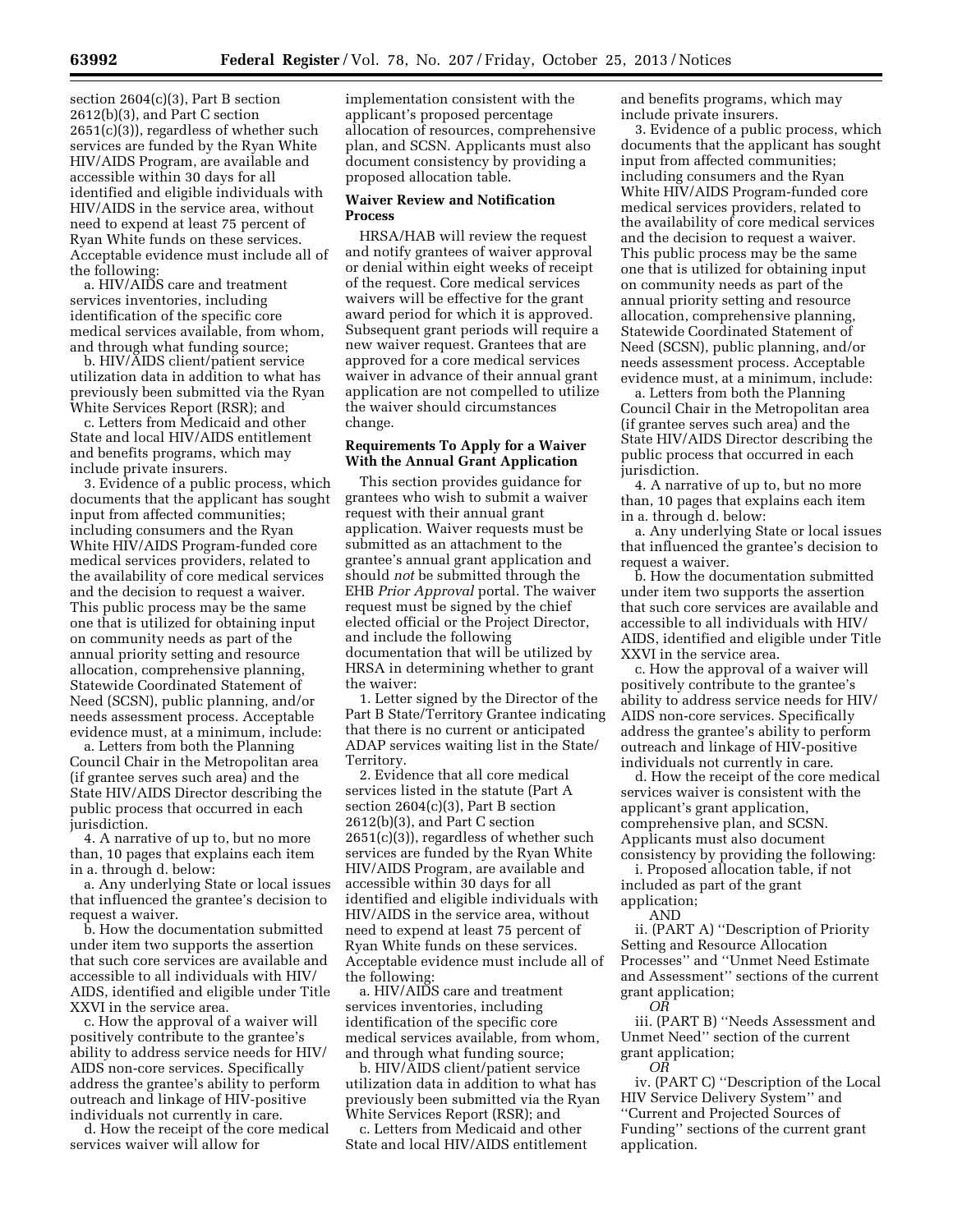section 2604(c)(3), Part B section 2612(b)(3), and Part C section 2651(c)(3)), regardless of whether such services are funded by the Ryan White HIV/AIDS Program, are available and accessible within 30 days for all identified and eligible individuals with HIV/AIDS in the service area, without need to expend at least 75 percent of Ryan White funds on these services. Acceptable evidence must include all of the following:

a. HIV/AIDS care and treatment services inventories, including identification of the specific core medical services available, from whom, and through what funding source;

b. HIV/AIDS client/patient service utilization data in addition to what has previously been submitted via the Ryan White Services Report (RSR); and

c. Letters from Medicaid and other State and local HIV/AIDS entitlement and benefits programs, which may include private insurers.

3. Evidence of a public process, which documents that the applicant has sought input from affected communities; including consumers and the Ryan White HIV/AIDS Program-funded core medical services providers, related to the availability of core medical services and the decision to request a waiver. This public process may be the same one that is utilized for obtaining input on community needs as part of the annual priority setting and resource allocation, comprehensive planning, Statewide Coordinated Statement of Need (SCSN), public planning, and/or needs assessment process. Acceptable evidence must, at a minimum, include:

a. Letters from both the Planning Council Chair in the Metropolitan area (if grantee serves such area) and the State HIV/AIDS Director describing the public process that occurred in each jurisdiction.

4. A narrative of up to, but no more than, 10 pages that explains each item in a. through d. below:

a. Any underlying State or local issues that influenced the grantee's decision to request a waiver.

b. How the documentation submitted under item two supports the assertion that such core services are available and accessible to all individuals with HIV/AIDS, identified and eligible under Title XXVI in the service area.

c. How the approval of a waiver will positively contribute to the grantee's ability to address service needs for HIV/AIDS non-core services. Specifically address the grantee's ability to perform outreach and linkage of HIV-positive individuals not currently in care.

d. How the receipt of the core medical services waiver will allow for implementation consistent with the applicant's proposed percentage allocation of resources, comprehensive plan, and SCSN. Applicants must also document consistency by providing a proposed allocation table.

**Waiver Review and Notification Process**

HRSA/HAB will review the request and notify grantees of waiver approval or denial within eight weeks of receipt of the request. Core medical services waivers will be effective for the grant award period for which it is approved. Subsequent grant periods will require a new waiver request. Grantees that are approved for a core medical services waiver in advance of their annual grant application are not compelled to utilize the waiver should circumstances change.

**Requirements To Apply for a Waiver With the Annual Grant Application**

This section provides guidance for grantees who wish to submit a waiver request with their annual grant application. Waiver requests must be submitted as an attachment to the grantee's annual grant application and should *not* be submitted through the EHB *Prior Approval* portal. The waiver request must be signed by the chief elected official or the Project Director, and include the following documentation that will be utilized by HRSA in determining whether to grant the waiver:

1. Letter signed by the Director of the Part B State/Territory Grantee indicating that there is no current or anticipated ADAP services waiting list in the State/Territory.

2. Evidence that all core medical services listed in the statute (Part A section 2604(c)(3), Part B section 2612(b)(3), and Part C section 2651(c)(3)), regardless of whether such services are funded by the Ryan White HIV/AIDS Program, are available and accessible within 30 days for all identified and eligible individuals with HIV/AIDS in the service area, without need to expend at least 75 percent of Ryan White funds on these services. Acceptable evidence must include all of the following:

a. HIV/AIDS care and treatment services inventories, including identification of the specific core medical services available, from whom, and through what funding source;

b. HIV/AIDS client/patient service utilization data in addition to what has previously been submitted via the Ryan White Services Report (RSR); and

c. Letters from Medicaid and other State and local HIV/AIDS entitlement and benefits programs, which may include private insurers.

3. Evidence of a public process, which documents that the applicant has sought input from affected communities; including consumers and the Ryan White HIV/AIDS Program-funded core medical services providers, related to the availability of core medical services and the decision to request a waiver. This public process may be the same one that is utilized for obtaining input on community needs as part of the annual priority setting and resource allocation, comprehensive planning, Statewide Coordinated Statement of Need (SCSN), public planning, and/or needs assessment process. Acceptable evidence must, at a minimum, include:

a. Letters from both the Planning Council Chair in the Metropolitan area (if grantee serves such area) and the State HIV/AIDS Director describing the public process that occurred in each jurisdiction.

4. A narrative of up to, but no more than, 10 pages that explains each item in a. through d. below:

a. Any underlying State or local issues that influenced the grantee's decision to request a waiver.

b. How the documentation submitted under item two supports the assertion that such core services are available and accessible to all individuals with HIV/AIDS, identified and eligible under Title XXVI in the service area.

c. How the approval of a waiver will positively contribute to the grantee's ability to address service needs for HIV/AIDS non-core services. Specifically address the grantee's ability to perform outreach and linkage of HIV-positive individuals not currently in care.

d. How the receipt of the core medical services waiver is consistent with the applicant's grant application, comprehensive plan, and SCSN. Applicants must also document consistency by providing the following:

i. Proposed allocation table, if not included as part of the grant application;

AND

ii. (PART A) ''Description of Priority Setting and Resource Allocation Processes'' and ''Unmet Need Estimate and Assessment'' sections of the current grant application;

*OR*

iii. (PART B) ''Needs Assessment and Unmet Need'' section of the current grant application;

*OR*

iv. (PART C) ''Description of the Local HIV Service Delivery System'' and ''Current and Projected Sources of Funding'' sections of the current grant application.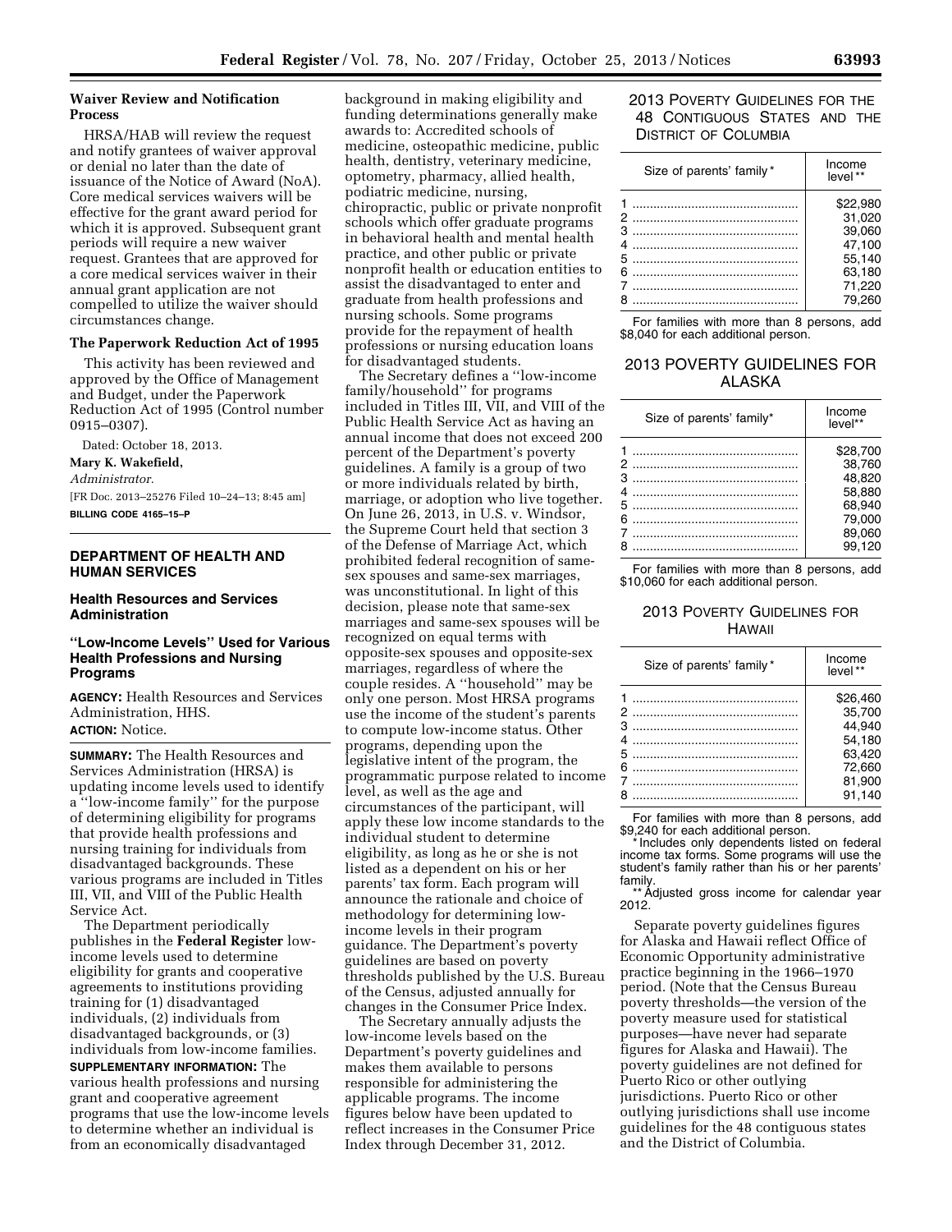### Waiver Review and Notification Process

HRSA/HAB will review the request and notify grantees of waiver approval or denial no later than the date of issuance of the Notice of Award (NoA). Core medical services waivers will be effective for the grant award period for which it is approved. Subsequent grant periods will require a new waiver request. Grantees that are approved for a core medical services waiver in their annual grant application are not compelled to utilize the waiver should circumstances change.

### The Paperwork Reduction Act of 1995

This activity has been reviewed and approved by the Office of Management and Budget, under the Paperwork Reduction Act of 1995 (Control number 0915–0307).

Dated: October 18, 2013.

**Mary K. Wakefield,**

*Administrator.*

[FR Doc. 2013–25276 Filed 10–24–13; 8:45 am]

**BILLING CODE 4165–15–P**

## DEPARTMENT OF HEALTH AND HUMAN SERVICES

### Health Resources and Services Administration

### ''Low-Income Levels'' Used for Various Health Professions and Nursing Programs

**AGENCY:** Health Resources and Services Administration, HHS.

**ACTION:** Notice.

**SUMMARY:** The Health Resources and Services Administration (HRSA) is updating income levels used to identify a ''low-income family'' for the purpose of determining eligibility for programs that provide health professions and nursing training for individuals from disadvantaged backgrounds. These various programs are included in Titles III, VII, and VIII of the Public Health Service Act.

The Department periodically publishes in the **Federal Register** low-income levels used to determine eligibility for grants and cooperative agreements to institutions providing training for (1) disadvantaged individuals, (2) individuals from disadvantaged backgrounds, or (3) individuals from low-income families.

**SUPPLEMENTARY INFORMATION:** The various health professions and nursing grant and cooperative agreement programs that use the low-income levels to determine whether an individual is from an economically disadvantaged background in making eligibility and funding determinations generally make awards to: Accredited schools of medicine, osteopathic medicine, public health, dentistry, veterinary medicine, optometry, pharmacy, allied health, podiatric medicine, nursing, chiropractic, public or private nonprofit schools which offer graduate programs in behavioral health and mental health practice, and other public or private nonprofit health or education entities to assist the disadvantaged to enter and graduate from health professions and nursing schools. Some programs provide for the repayment of health professions or nursing education loans for disadvantaged students.

The Secretary defines a ''low-income family/household'' for programs included in Titles III, VII, and VIII of the Public Health Service Act as having an annual income that does not exceed 200 percent of the Department's poverty guidelines. A family is a group of two or more individuals related by birth, marriage, or adoption who live together. On June 26, 2013, in U.S. v. Windsor, the Supreme Court held that section 3 of the Defense of Marriage Act, which prohibited federal recognition of same-sex spouses and same-sex marriages, was unconstitutional. In light of this decision, please note that same-sex marriages and same-sex spouses will be recognized on equal terms with opposite-sex spouses and opposite-sex marriages, regardless of where the couple resides. A ''household'' may be only one person. Most HRSA programs use the income of the student's parents to compute low-income status. Other programs, depending upon the legislative intent of the program, the programmatic purpose related to income level, as well as the age and circumstances of the participant, will apply these low income standards to the individual student to determine eligibility, as long as he or she is not listed as a dependent on his or her parents' tax form. Each program will announce the rationale and choice of methodology for determining low-income levels in their program guidance. The Department's poverty guidelines are based on poverty thresholds published by the U.S. Bureau of the Census, adjusted annually for changes in the Consumer Price Index.

The Secretary annually adjusts the low-income levels based on the Department's poverty guidelines and makes them available to persons responsible for administering the applicable programs. The income figures below have been updated to reflect increases in the Consumer Price Index through December 31, 2012.

2013 POVERTY GUIDELINES FOR THE 48 CONTIGUOUS STATES AND THE DISTRICT OF COLUMBIA

| Size of parents' family* | Income level** |
|---|---|
| 1 | $22,980 |
| 2 | 31,020 |
| 3 | 39,060 |
| 4 | 47,100 |
| 5 | 55,140 |
| 6 | 63,180 |
| 7 | 71,220 |
| 8 | 79,260 |

For families with more than 8 persons, add $8,040 for each additional person.

2013 POVERTY GUIDELINES FOR ALASKA

| Size of parents' family* | Income level** |
|---|---|
| 1 | $28,700 |
| 2 | 38,760 |
| 3 | 48,820 |
| 4 | 58,880 |
| 5 | 68,940 |
| 6 | 79,000 |
| 7 | 89,060 |
| 8 | 99,120 |

For families with more than 8 persons, add $10,060 for each additional person.

2013 POVERTY GUIDELINES FOR HAWAII

| Size of parents' family* | Income level** |
|---|---|
| 1 | $26,460 |
| 2 | 35,700 |
| 3 | 44,940 |
| 4 | 54,180 |
| 5 | 63,420 |
| 6 | 72,660 |
| 7 | 81,900 |
| 8 | 91,140 |

For families with more than 8 persons, add $9,240 for each additional person.

\* Includes only dependents listed on federal income tax forms. Some programs will use the student's family rather than his or her parents' family.

\*\* Adjusted gross income for calendar year 2012.

Separate poverty guidelines figures for Alaska and Hawaii reflect Office of Economic Opportunity administrative practice beginning in the 1966–1970 period. (Note that the Census Bureau poverty thresholds—the version of the poverty measure used for statistical purposes—have never had separate figures for Alaska and Hawaii). The poverty guidelines are not defined for Puerto Rico or other outlying jurisdictions. Puerto Rico or other outlying jurisdictions shall use income guidelines for the 48 contiguous states and the District of Columbia.